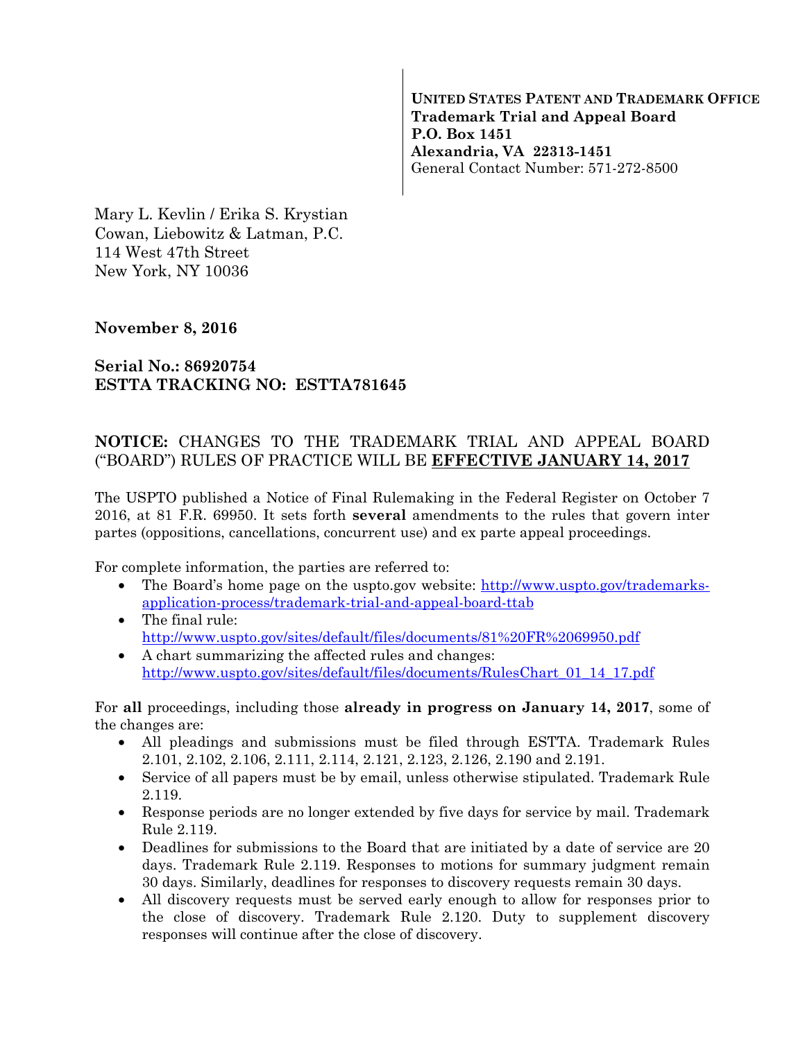**UNITED STATES PATENT AND TRADEMARK OFFICE**
**Trademark Trial and Appeal Board**
**P.O. Box 1451**
**Alexandria, VA 22313-1451**
General Contact Number: 571-272-8500

Mary L. Kevlin / Erika S. Krystian
Cowan, Liebowitz & Latman, P.C.
114 West 47th Street
New York, NY 10036

**November 8, 2016**

**Serial No.: 86920754**
**ESTTA TRACKING NO: ESTTA781645**

**NOTICE:** CHANGES TO THE TRADEMARK TRIAL AND APPEAL BOARD ("BOARD") RULES OF PRACTICE WILL BE **EFFECTIVE JANUARY 14, 2017**

The USPTO published a Notice of Final Rulemaking in the Federal Register on October 7 2016, at 81 F.R. 69950. It sets forth **several** amendments to the rules that govern inter partes (oppositions, cancellations, concurrent use) and ex parte appeal proceedings.

For complete information, the parties are referred to:

- The Board's home page on the uspto.gov website: http://www.uspto.gov/trademarks-application-process/trademark-trial-and-appeal-board-ttab
- The final rule: http://www.uspto.gov/sites/default/files/documents/81%20FR%2069950.pdf
- A chart summarizing the affected rules and changes: http://www.uspto.gov/sites/default/files/documents/RulesChart_01_14_17.pdf

For **all** proceedings, including those **already in progress on January 14, 2017**, some of the changes are:

- All pleadings and submissions must be filed through ESTTA. Trademark Rules 2.101, 2.102, 2.106, 2.111, 2.114, 2.121, 2.123, 2.126, 2.190 and 2.191.
- Service of all papers must be by email, unless otherwise stipulated. Trademark Rule 2.119.
- Response periods are no longer extended by five days for service by mail. Trademark Rule 2.119.
- Deadlines for submissions to the Board that are initiated by a date of service are 20 days. Trademark Rule 2.119. Responses to motions for summary judgment remain 30 days. Similarly, deadlines for responses to discovery requests remain 30 days.
- All discovery requests must be served early enough to allow for responses prior to the close of discovery. Trademark Rule 2.120. Duty to supplement discovery responses will continue after the close of discovery.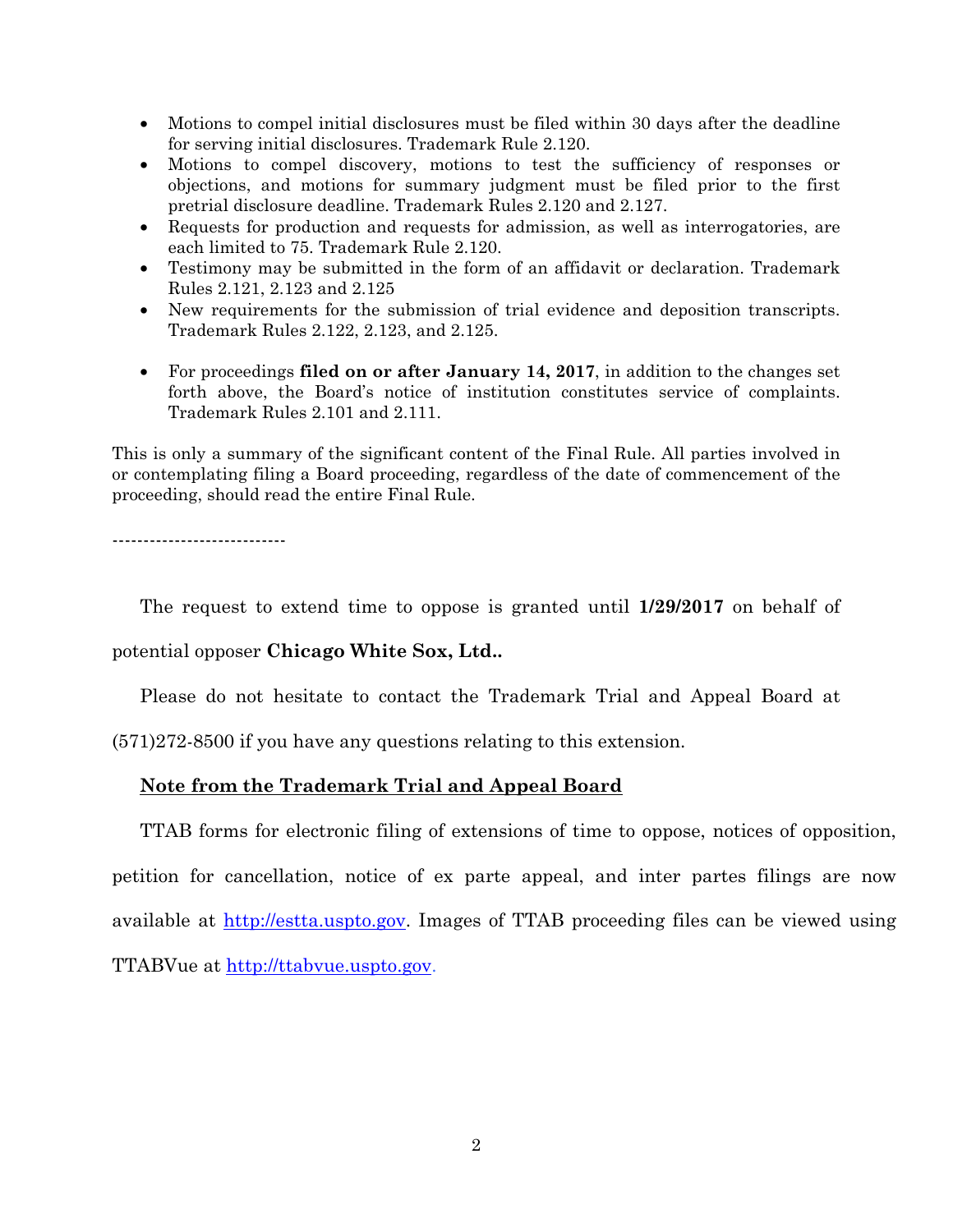- Motions to compel initial disclosures must be filed within 30 days after the deadline for serving initial disclosures. Trademark Rule 2.120.
- Motions to compel discovery, motions to test the sufficiency of responses or objections, and motions for summary judgment must be filed prior to the first pretrial disclosure deadline. Trademark Rules 2.120 and 2.127.
- Requests for production and requests for admission, as well as interrogatories, are each limited to 75. Trademark Rule 2.120.
- Testimony may be submitted in the form of an affidavit or declaration. Trademark Rules 2.121, 2.123 and 2.125
- New requirements for the submission of trial evidence and deposition transcripts. Trademark Rules 2.122, 2.123, and 2.125.
- For proceedings **filed on or after January 14, 2017**, in addition to the changes set forth above, the Board's notice of institution constitutes service of complaints. Trademark Rules 2.101 and 2.111.

This is only a summary of the significant content of the Final Rule. All parties involved in or contemplating filing a Board proceeding, regardless of the date of commencement of the proceeding, should read the entire Final Rule.

----------------------------

The request to extend time to oppose is granted until **1/29/2017** on behalf of potential opposer **Chicago White Sox, Ltd..**

Please do not hesitate to contact the Trademark Trial and Appeal Board at (571)272-8500 if you have any questions relating to this extension.

**Note from the Trademark Trial and Appeal Board**

TTAB forms for electronic filing of extensions of time to oppose, notices of opposition, petition for cancellation, notice of ex parte appeal, and inter partes filings are now available at http://estta.uspto.gov. Images of TTAB proceeding files can be viewed using TTABVue at http://ttabvue.uspto.gov.